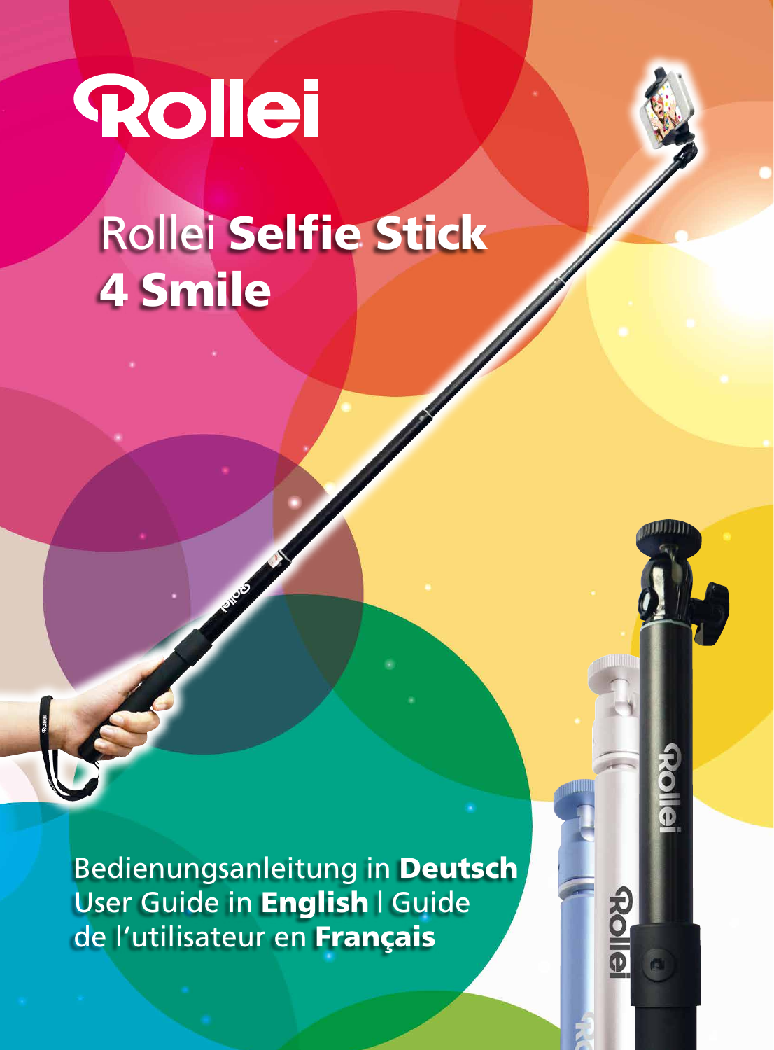# Rollei

## Rollei **Selfie Stick 4 Smile**

Bedienungsanleitung in **Deutsch**
User Guide in **English** | Guide de l'utilisateur en **Français**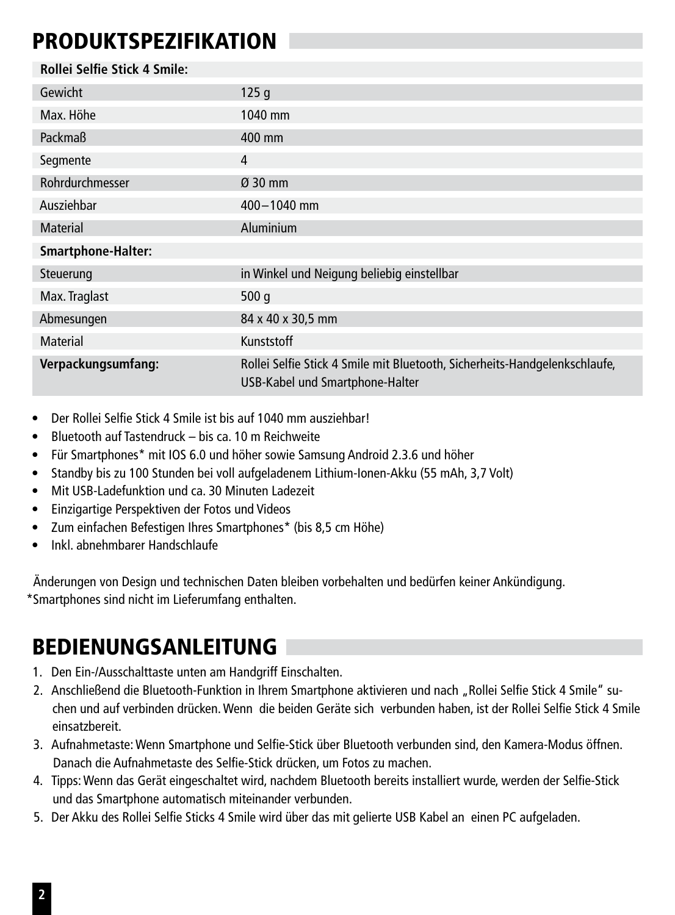# PRODUKTSPEZIFIKATION

| **Rollei Selfie Stick 4 Smile:** | |
|---|---|
| Gewicht | 125 g |
| Max. Höhe | 1040 mm |
| Packmaß | 400 mm |
| Segmente | 4 |
| Rohrdurchmesser | Ø 30 mm |
| Ausziehbar | 400 – 1040 mm |
| Material | Aluminium |
| **Smartphone-Halter:** | |
| Steuerung | in Winkel und Neigung beliebig einstellbar |
| Max. Traglast | 500 g |
| Abmesungen | 84 x 40 x 30,5 mm |
| Material | Kunststoff |
| **Verpackungsumfang:** | Rollei Selfie Stick 4 Smile mit Bluetooth, Sicherheits-Handgelenkschlaufe, USB-Kabel und Smartphone-Halter |

- Der Rollei Selfie Stick 4 Smile ist bis auf 1040 mm ausziehbar!
- Bluetooth auf Tastendruck – bis ca. 10 m Reichweite
- Für Smartphones* mit IOS 6.0 und höher sowie Samsung Android 2.3.6 und höher
- Standby bis zu 100 Stunden bei voll aufgeladenem Lithium-Ionen-Akku (55 mAh, 3,7 Volt)
- Mit USB-Ladefunktion und ca. 30 Minuten Ladezeit
- Einzigartige Perspektiven der Fotos und Videos
- Zum einfachen Befestigen Ihres Smartphones* (bis 8,5 cm Höhe)
- Inkl. abnehmbarer Handschlaufe

Änderungen von Design und technischen Daten bleiben vorbehalten und bedürfen keiner Ankündigung.
*Smartphones sind nicht im Lieferumfang enthalten.

# BEDIENUNGSANLEITUNG

1. Den Ein-/Ausschalttaste unten am Handgriff Einschalten.
2. Anschließend die Bluetooth-Funktion in Ihrem Smartphone aktivieren und nach „Rollei Selfie Stick 4 Smile" suchen und auf verbinden drücken. Wenn die beiden Geräte sich verbunden haben, ist der Rollei Selfie Stick 4 Smile einsatzbereit.
3. Aufnahmetaste: Wenn Smartphone und Selfie-Stick über Bluetooth verbunden sind, den Kamera-Modus öffnen. Danach die Aufnahmetaste des Selfie-Stick drücken, um Fotos zu machen.
4. Tipps: Wenn das Gerät eingeschaltet wird, nachdem Bluetooth bereits installiert wurde, werden der Selfie-Stick und das Smartphone automatisch miteinander verbunden.
5. Der Akku des Rollei Selfie Sticks 4 Smile wird über das mit gelierte USB Kabel an einen PC aufgeladen.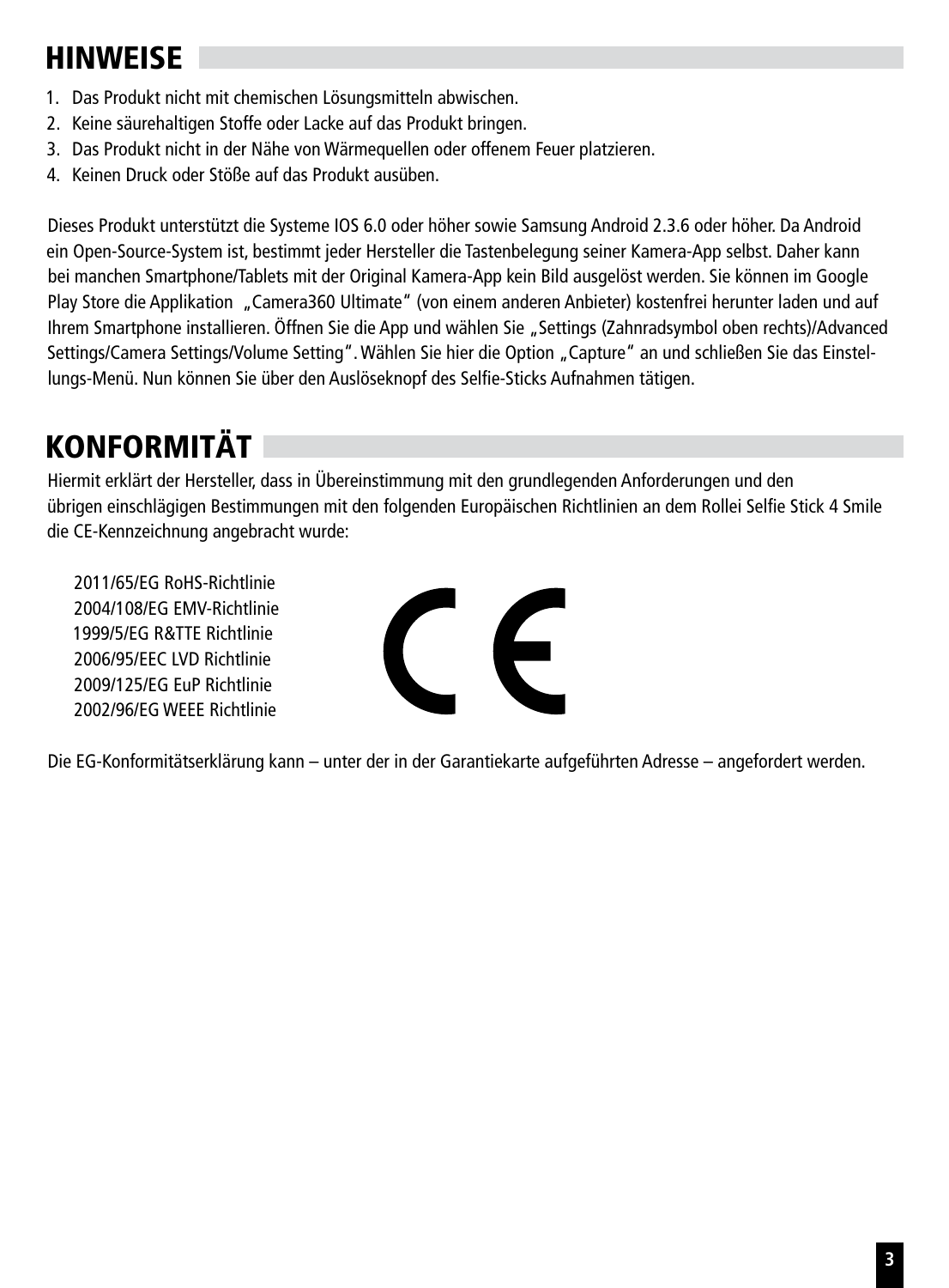# HINWEISE

1. Das Produkt nicht mit chemischen Lösungsmitteln abwischen.
2. Keine säurehaltigen Stoffe oder Lacke auf das Produkt bringen.
3. Das Produkt nicht in der Nähe von Wärmequellen oder offenem Feuer platzieren.
4. Keinen Druck oder Stöße auf das Produkt ausüben.

Dieses Produkt unterstützt die Systeme IOS 6.0 oder höher sowie Samsung Android 2.3.6 oder höher. Da Android ein Open-Source-System ist, bestimmt jeder Hersteller die Tastenbelegung seiner Kamera-App selbst. Daher kann bei manchen Smartphone/Tablets mit der Original Kamera-App kein Bild ausgelöst werden. Sie können im Google Play Store die Applikation „Camera360 Ultimate" (von einem anderen Anbieter) kostenfrei herunter laden und auf Ihrem Smartphone installieren. Öffnen Sie die App und wählen Sie „Settings (Zahnradsymbol oben rechts)/Advanced Settings/Camera Settings/Volume Setting". Wählen Sie hier die Option „Capture" an und schließen Sie das Einstellungs-Menü. Nun können Sie über den Auslöseknopf des Selfie-Sticks Aufnahmen tätigen.

# KONFORMITÄT

Hiermit erklärt der Hersteller, dass in Übereinstimmung mit den grundlegenden Anforderungen und den übrigen einschlägigen Bestimmungen mit den folgenden Europäischen Richtlinien an dem Rollei Selfie Stick 4 Smile die CE-Kennzeichnung angebracht wurde:

2011/65/EG RoHS-Richtlinie
2004/108/EG EMV-Richtlinie
1999/5/EG R&TTE Richtlinie
2006/95/EEC LVD Richtlinie
2009/125/EG EuP Richtlinie
2002/96/EG WEEE Richtlinie

CE

Die EG-Konformitätserklärung kann – unter der in der Garantiekarte aufgeführten Adresse – angefordert werden.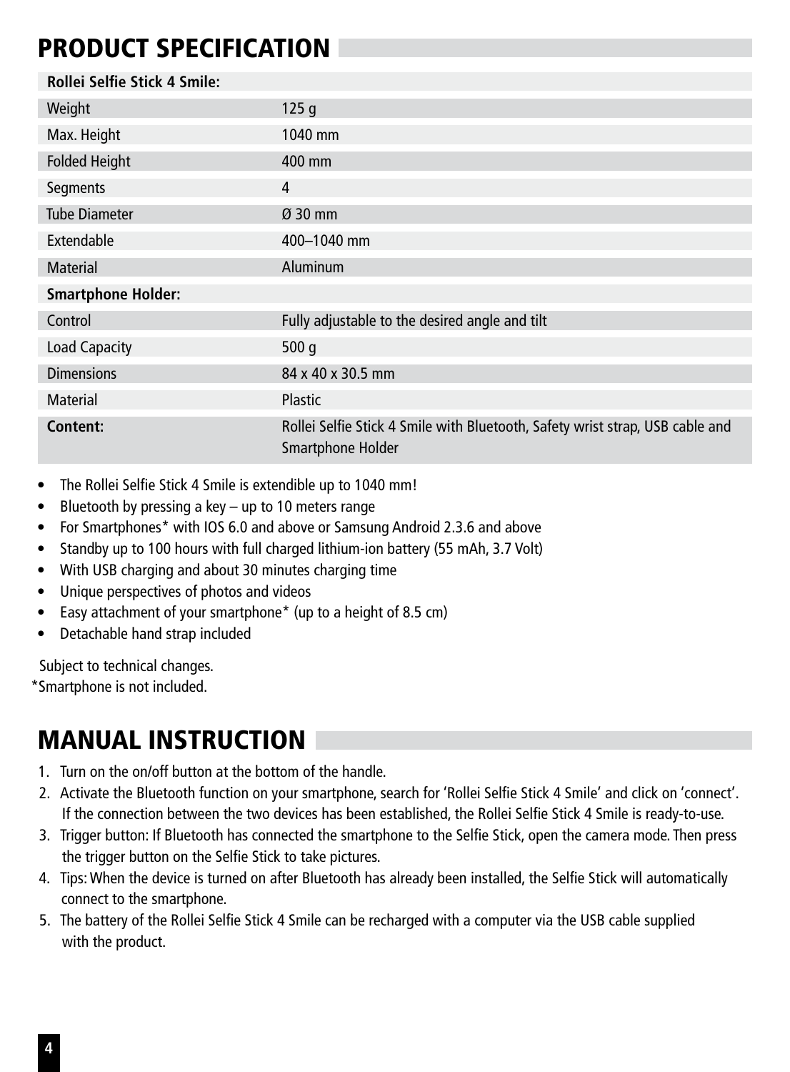# PRODUCT SPECIFICATION

| Rollei Selfie Stick 4 Smile: | |
|---|---|
| Weight | 125 g |
| Max. Height | 1040 mm |
| Folded Height | 400 mm |
| Segments | 4 |
| Tube Diameter | Ø 30 mm |
| Extendable | 400–1040 mm |
| Material | Aluminum |
| **Smartphone Holder:** | |
| Control | Fully adjustable to the desired angle and tilt |
| Load Capacity | 500 g |
| Dimensions | 84 x 40 x 30.5 mm |
| Material | Plastic |
| **Content:** | Rollei Selfie Stick 4 Smile with Bluetooth, Safety wrist strap, USB cable and Smartphone Holder |

- The Rollei Selfie Stick 4 Smile is extendible up to 1040 mm!
- Bluetooth by pressing a key – up to 10 meters range
- For Smartphones* with IOS 6.0 and above or Samsung Android 2.3.6 and above
- Standby up to 100 hours with full charged lithium-ion battery (55 mAh, 3.7 Volt)
- With USB charging and about 30 minutes charging time
- Unique perspectives of photos and videos
- Easy attachment of your smartphone* (up to a height of 8.5 cm)
- Detachable hand strap included

Subject to technical changes.
*Smartphone is not included.

# MANUAL INSTRUCTION

1. Turn on the on/off button at the bottom of the handle.
2. Activate the Bluetooth function on your smartphone, search for 'Rollei Selfie Stick 4 Smile' and click on 'connect'. If the connection between the two devices has been established, the Rollei Selfie Stick 4 Smile is ready-to-use.
3. Trigger button: If Bluetooth has connected the smartphone to the Selfie Stick, open the camera mode. Then press the trigger button on the Selfie Stick to take pictures.
4. Tips: When the device is turned on after Bluetooth has already been installed, the Selfie Stick will automatically connect to the smartphone.
5. The battery of the Rollei Selfie Stick 4 Smile can be recharged with a computer via the USB cable supplied with the product.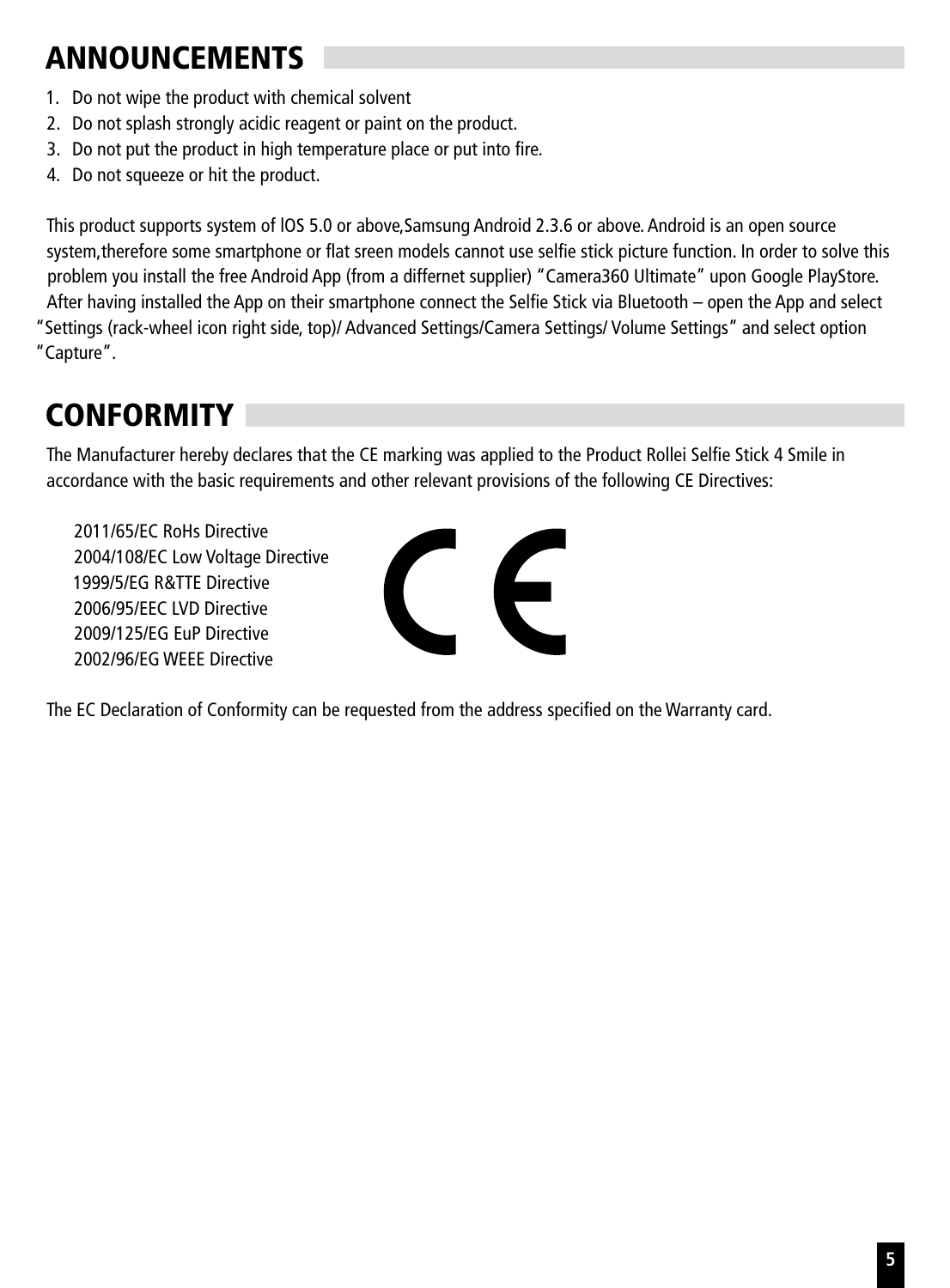## ANNOUNCEMENTS

1. Do not wipe the product with chemical solvent
2. Do not splash strongly acidic reagent or paint on the product.
3. Do not put the product in high temperature place or put into fire.
4. Do not squeeze or hit the product.

This product supports system of lOS 5.0 or above,Samsung Android 2.3.6 or above. Android is an open source system,therefore some smartphone or flat sreen models cannot use selfie stick picture function. In order to solve this problem you install the free Android App (from a differnet supplier) "Camera360 Ultimate" upon Google PlayStore. After having installed the App on their smartphone connect the Selfie Stick via Bluetooth – open the App and select "Settings (rack-wheel icon right side, top)/ Advanced Settings/Camera Settings/ Volume Settings" and select option "Capture".

## CONFORMITY

The Manufacturer hereby declares that the CE marking was applied to the Product Rollei Selfie Stick 4 Smile in accordance with the basic requirements and other relevant provisions of the following CE Directives:

2011/65/EC RoHs Directive
2004/108/EC Low Voltage Directive
1999/5/EG R&TTE Directive
2006/95/EEC LVD Directive
2009/125/EG EuP Directive
2002/96/EG WEEE Directive

The EC Declaration of Conformity can be requested from the address specified on the Warranty card.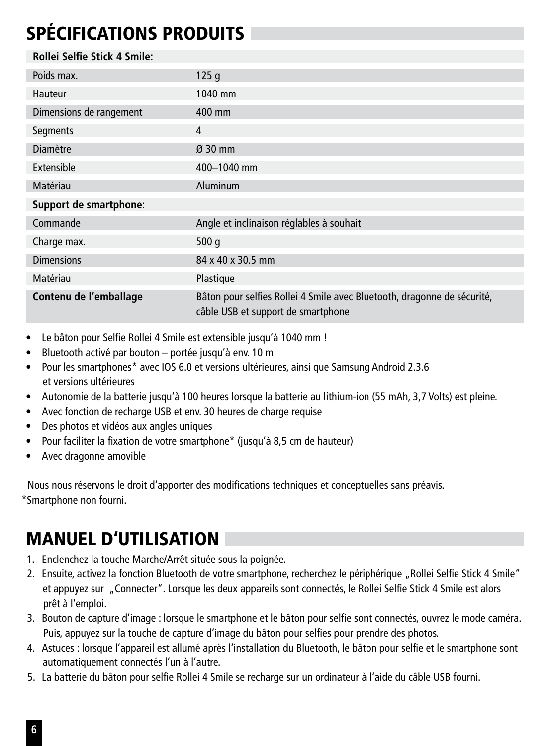# SPÉCIFICATIONS PRODUITS

| **Rollei Selfie Stick 4 Smile:** | |
|---|---|
| Poids max. | 125 g |
| Hauteur | 1040 mm |
| Dimensions de rangement | 400 mm |
| Segments | 4 |
| Diamètre | Ø 30 mm |
| Extensible | 400–1040 mm |
| Matériau | Aluminum |
| **Support de smartphone:** | |
| Commande | Angle et inclinaison réglables à souhait |
| Charge max. | 500 g |
| Dimensions | 84 x 40 x 30.5 mm |
| Matériau | Plastique |
| **Contenu de l'emballage** | Bâton pour selfies Rollei 4 Smile avec Bluetooth, dragonne de sécurité, câble USB et support de smartphone |

- Le bâton pour Selfie Rollei 4 Smile est extensible jusqu'à 1040 mm !
- Bluetooth activé par bouton – portée jusqu'à env. 10 m
- Pour les smartphones* avec IOS 6.0 et versions ultérieures, ainsi que Samsung Android 2.3.6 et versions ultérieures
- Autonomie de la batterie jusqu'à 100 heures lorsque la batterie au lithium-ion (55 mAh, 3,7 Volts) est pleine.
- Avec fonction de recharge USB et env. 30 heures de charge requise
- Des photos et vidéos aux angles uniques
- Pour faciliter la fixation de votre smartphone* (jusqu'à 8,5 cm de hauteur)
- Avec dragonne amovible

Nous nous réservons le droit d'apporter des modifications techniques et conceptuelles sans préavis.
*Smartphone non fourni.

# MANUEL D'UTILISATION

1. Enclenchez la touche Marche/Arrêt située sous la poignée.
2. Ensuite, activez la fonction Bluetooth de votre smartphone, recherchez le périphérique „Rollei Selfie Stick 4 Smile" et appuyez sur „Connecter". Lorsque les deux appareils sont connectés, le Rollei Selfie Stick 4 Smile est alors prêt à l'emploi.
3. Bouton de capture d'image : lorsque le smartphone et le bâton pour selfie sont connectés, ouvrez le mode caméra. Puis, appuyez sur la touche de capture d'image du bâton pour selfies pour prendre des photos.
4. Astuces : lorsque l'appareil est allumé après l'installation du Bluetooth, le bâton pour selfie et le smartphone sont automatiquement connectés l'un à l'autre.
5. La batterie du bâton pour selfie Rollei 4 Smile se recharge sur un ordinateur à l'aide du câble USB fourni.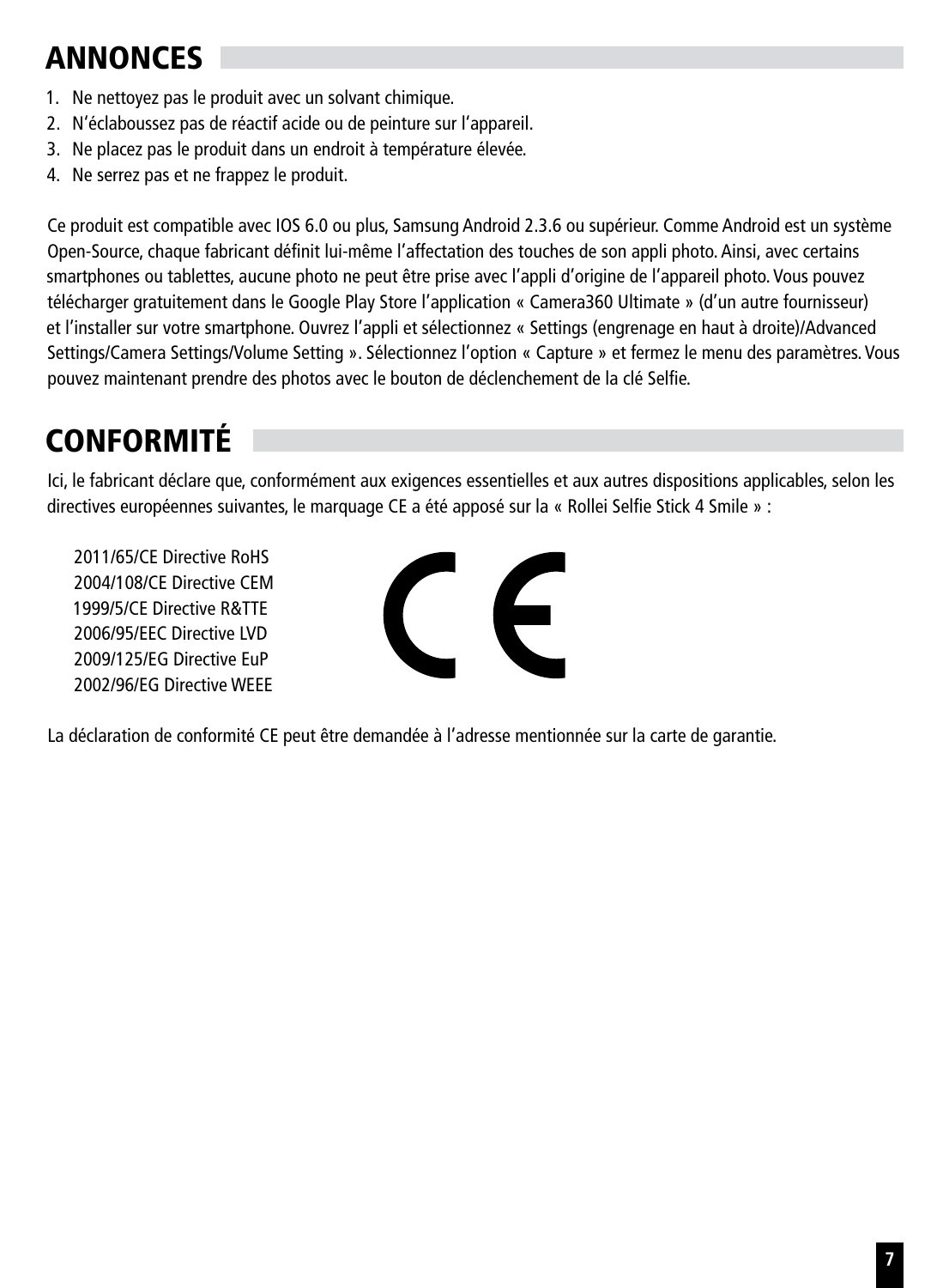## ANNONCES

1. Ne nettoyez pas le produit avec un solvant chimique.
2. N'éclaboussez pas de réactif acide ou de peinture sur l'appareil.
3. Ne placez pas le produit dans un endroit à température élevée.
4. Ne serrez pas et ne frappez le produit.

Ce produit est compatible avec IOS 6.0 ou plus, Samsung Android 2.3.6 ou supérieur. Comme Android est un système Open-Source, chaque fabricant définit lui-même l'affectation des touches de son appli photo. Ainsi, avec certains smartphones ou tablettes, aucune photo ne peut être prise avec l'appli d'origine de l'appareil photo. Vous pouvez télécharger gratuitement dans le Google Play Store l'application « Camera360 Ultimate » (d'un autre fournisseur) et l'installer sur votre smartphone. Ouvrez l'appli et sélectionnez « Settings (engrenage en haut à droite)/Advanced Settings/Camera Settings/Volume Setting ». Sélectionnez l'option « Capture » et fermez le menu des paramètres. Vous pouvez maintenant prendre des photos avec le bouton de déclenchement de la clé Selfie.

## CONFORMITÉ

Ici, le fabricant déclare que, conformément aux exigences essentielles et aux autres dispositions applicables, selon les directives européennes suivantes, le marquage CE a été apposé sur la « Rollei Selfie Stick 4 Smile » :

2011/65/CE Directive RoHS
2004/108/CE Directive CEM
1999/5/CE Directive R&TTE
2006/95/EEC Directive LVD
2009/125/EG Directive EuP
2002/96/EG Directive WEEE

La déclaration de conformité CE peut être demandée à l'adresse mentionnée sur la carte de garantie.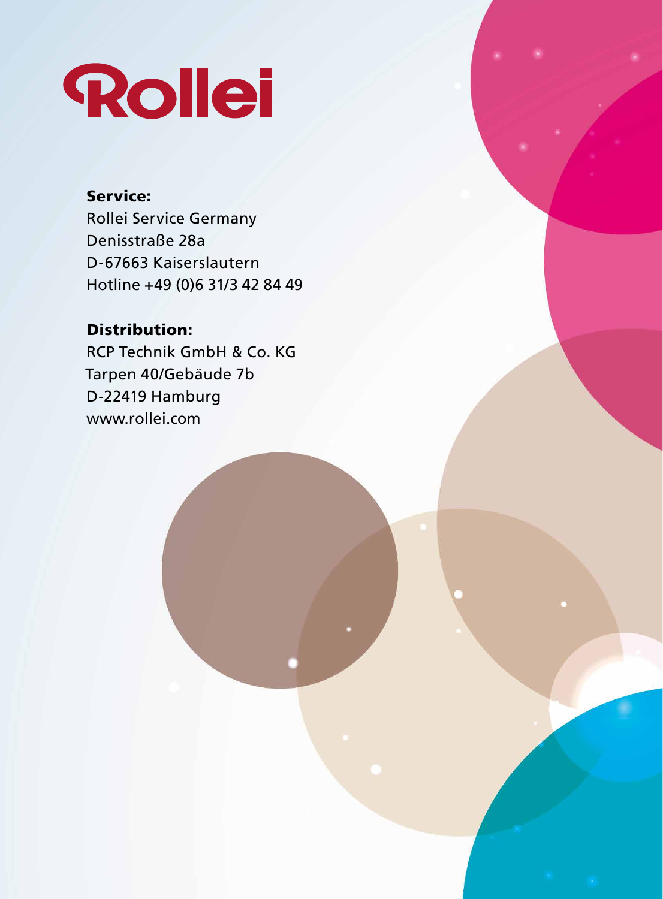Rollei

**Service:**
Rollei Service Germany
Denisstraße 28a
D-67663 Kaiserslautern
Hotline +49 (0)6 31/3 42 84 49

**Distribution:**
RCP Technik GmbH & Co. KG
Tarpen 40/Gebäude 7b
D-22419 Hamburg
www.rollei.com